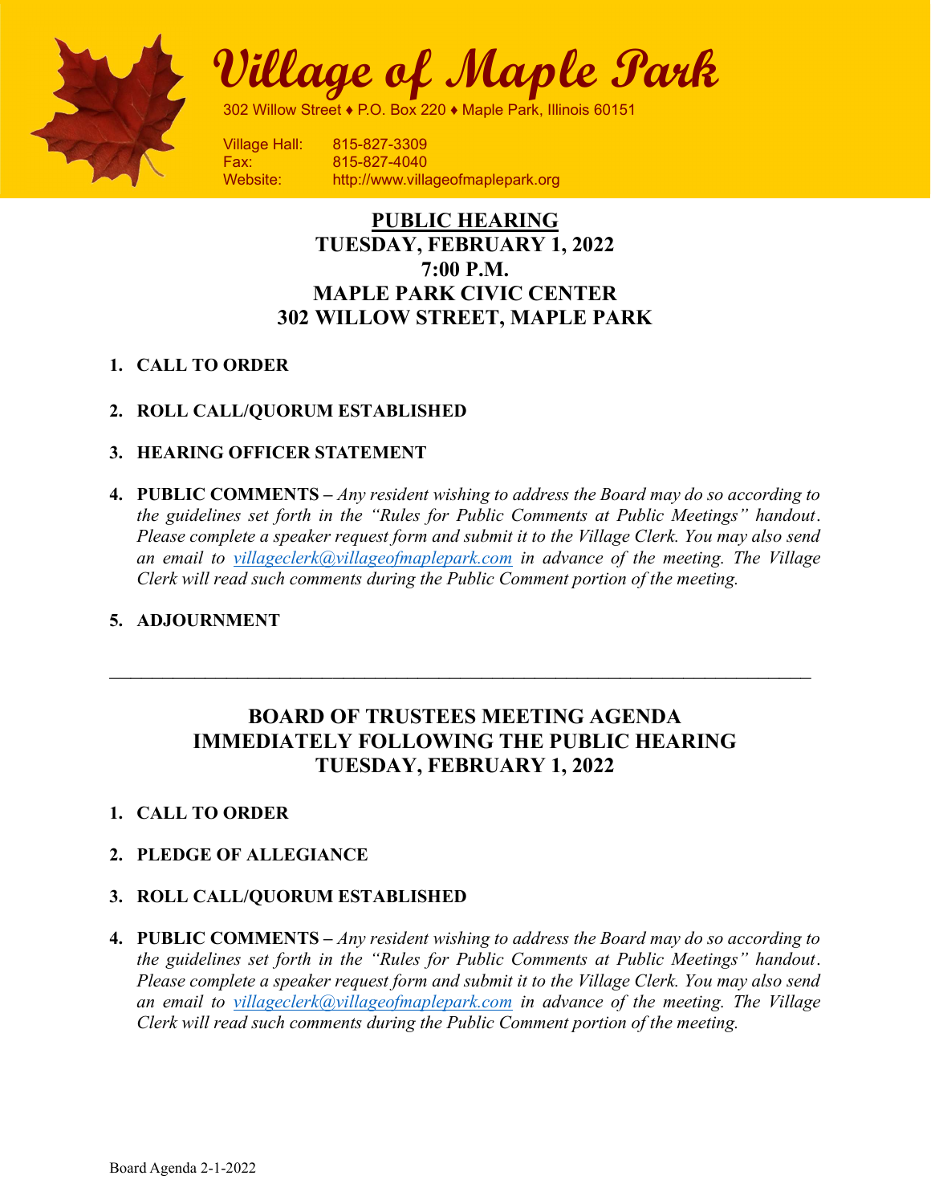# Village of Maple Park

302 Willow Street ♦ P.O. Box 220 ♦ Maple Park, Illinois 60151

Village Hall: 815-827-3309
Fax: 815-827-4040
Website: http://www.villageofmaplepark.org

## PUBLIC HEARING
## TUESDAY, FEBRUARY 1, 2022
## 7:00 P.M.
## MAPLE PARK CIVIC CENTER
## 302 WILLOW STREET, MAPLE PARK

1. **CALL TO ORDER**

2. **ROLL CALL/QUORUM ESTABLISHED**

3. **HEARING OFFICER STATEMENT**

4. **PUBLIC COMMENTS –** *Any resident wishing to address the Board may do so according to the guidelines set forth in the "Rules for Public Comments at Public Meetings" handout. Please complete a speaker request form and submit it to the Village Clerk. You may also send an email to villageclerk@villageofmaplepark.com in advance of the meeting. The Village Clerk will read such comments during the Public Comment portion of the meeting.*

5. **ADJOURNMENT**

---

## BOARD OF TRUSTEES MEETING AGENDA
## IMMEDIATELY FOLLOWING THE PUBLIC HEARING
## TUESDAY, FEBRUARY 1, 2022

1. **CALL TO ORDER**

2. **PLEDGE OF ALLEGIANCE**

3. **ROLL CALL/QUORUM ESTABLISHED**

4. **PUBLIC COMMENTS –** *Any resident wishing to address the Board may do so according to the guidelines set forth in the "Rules for Public Comments at Public Meetings" handout. Please complete a speaker request form and submit it to the Village Clerk. You may also send an email to villageclerk@villageofmaplepark.com in advance of the meeting. The Village Clerk will read such comments during the Public Comment portion of the meeting.*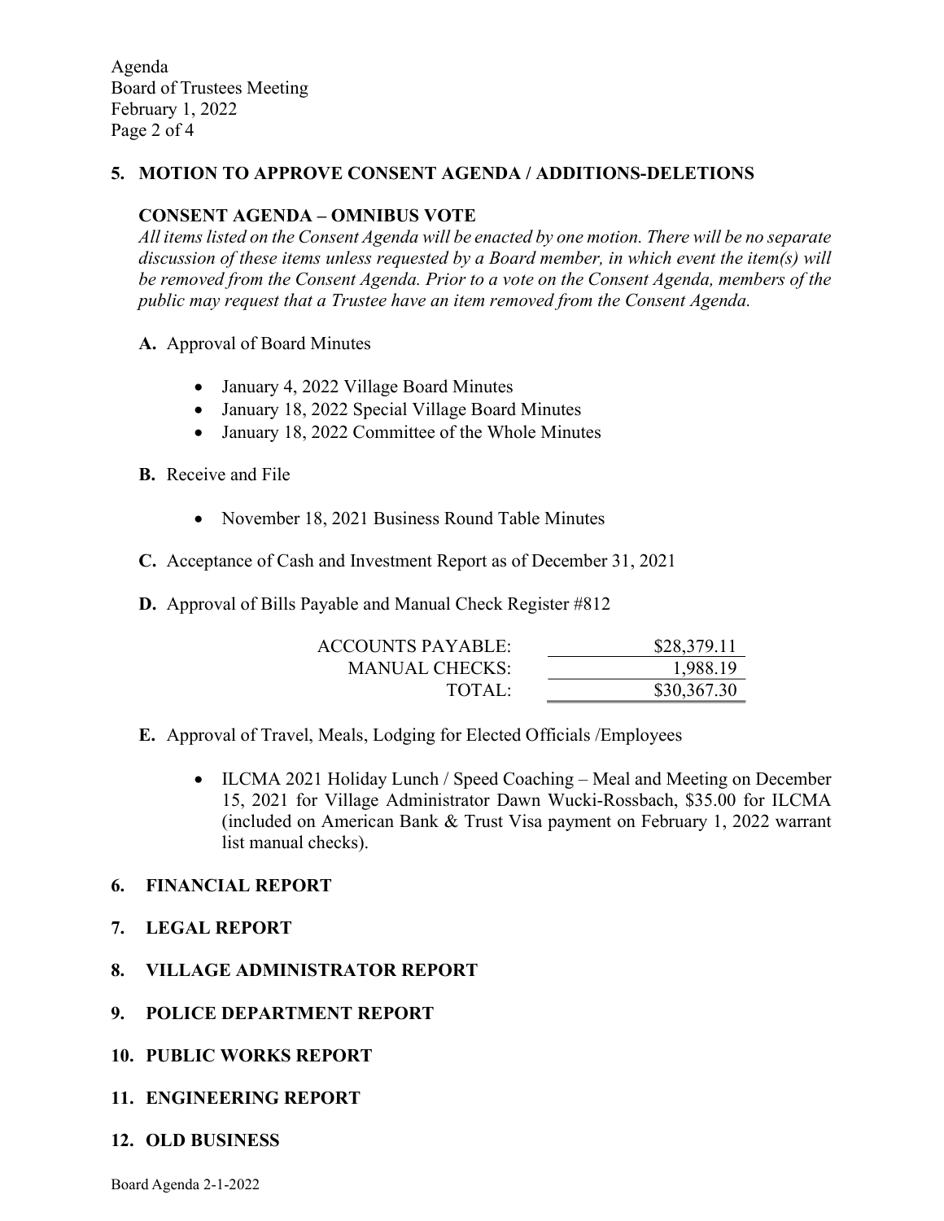## 5. MOTION TO APPROVE CONSENT AGENDA / ADDITIONS-DELETIONS

### CONSENT AGENDA – OMNIBUS VOTE

*All items listed on the Consent Agenda will be enacted by one motion. There will be no separate discussion of these items unless requested by a Board member, in which event the item(s) will be removed from the Consent Agenda. Prior to a vote on the Consent Agenda, members of the public may request that a Trustee have an item removed from the Consent Agenda.*

**A.** Approval of Board Minutes

- January 4, 2022 Village Board Minutes
- January 18, 2022 Special Village Board Minutes
- January 18, 2022 Committee of the Whole Minutes

**B.** Receive and File

- November 18, 2021 Business Round Table Minutes

**C.** Acceptance of Cash and Investment Report as of December 31, 2021

**D.** Approval of Bills Payable and Manual Check Register #812

| | |
|---|---:|
| ACCOUNTS PAYABLE: | $28,379.11 |
| MANUAL CHECKS: | 1,988.19 |
| TOTAL: | $30,367.30 |

**E.** Approval of Travel, Meals, Lodging for Elected Officials /Employees

- ILCMA 2021 Holiday Lunch / Speed Coaching – Meal and Meeting on December 15, 2021 for Village Administrator Dawn Wucki-Rossbach, $35.00 for ILCMA (included on American Bank & Trust Visa payment on February 1, 2022 warrant list manual checks).

## 6. FINANCIAL REPORT

## 7. LEGAL REPORT

## 8. VILLAGE ADMINISTRATOR REPORT

## 9. POLICE DEPARTMENT REPORT

## 10. PUBLIC WORKS REPORT

## 11. ENGINEERING REPORT

## 12. OLD BUSINESS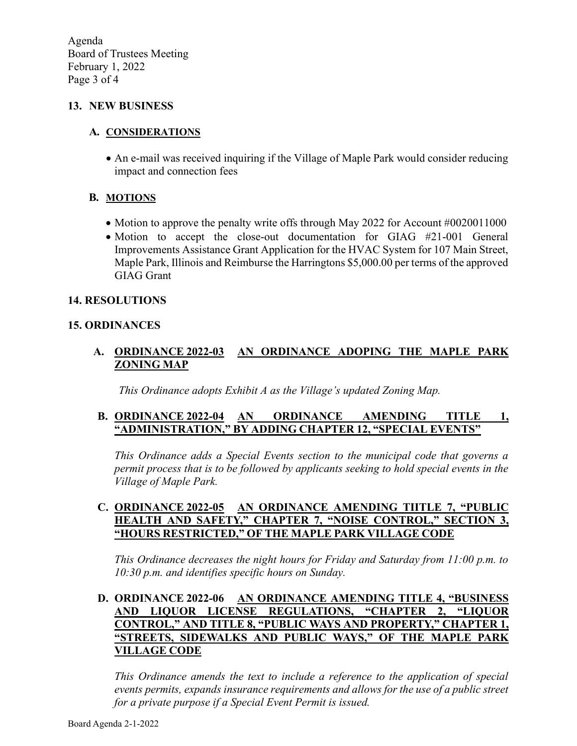## 13. NEW BUSINESS

### A. CONSIDERATIONS

- An e-mail was received inquiring if the Village of Maple Park would consider reducing impact and connection fees

### B. MOTIONS

- Motion to approve the penalty write offs through May 2022 for Account #0020011000
- Motion to accept the close-out documentation for GIAG #21-001 General Improvements Assistance Grant Application for the HVAC System for 107 Main Street, Maple Park, Illinois and Reimburse the Harringtons $5,000.00 per terms of the approved GIAG Grant

## 14. RESOLUTIONS

## 15. ORDINANCES

### A. ORDINANCE 2022-03 AN ORDINANCE ADOPING THE MAPLE PARK ZONING MAP

*This Ordinance adopts Exhibit A as the Village's updated Zoning Map.*

### B. ORDINANCE 2022-04 AN ORDINANCE AMENDING TITLE 1, "ADMINISTRATION," BY ADDING CHAPTER 12, "SPECIAL EVENTS"

*This Ordinance adds a Special Events section to the municipal code that governs a permit process that is to be followed by applicants seeking to hold special events in the Village of Maple Park.*

### C. ORDINANCE 2022-05 AN ORDINANCE AMENDING TIITLE 7, "PUBLIC HEALTH AND SAFETY," CHAPTER 7, "NOISE CONTROL," SECTION 3, "HOURS RESTRICTED," OF THE MAPLE PARK VILLAGE CODE

*This Ordinance decreases the night hours for Friday and Saturday from 11:00 p.m. to 10:30 p.m. and identifies specific hours on Sunday.*

### D. ORDINANCE 2022-06 AN ORDINANCE AMENDING TITLE 4, "BUSINESS AND LIQUOR LICENSE REGULATIONS, "CHAPTER 2, "LIQUOR CONTROL," AND TITLE 8, "PUBLIC WAYS AND PROPERTY," CHAPTER 1, "STREETS, SIDEWALKS AND PUBLIC WAYS," OF THE MAPLE PARK VILLAGE CODE

*This Ordinance amends the text to include a reference to the application of special events permits, expands insurance requirements and allows for the use of a public street for a private purpose if a Special Event Permit is issued.*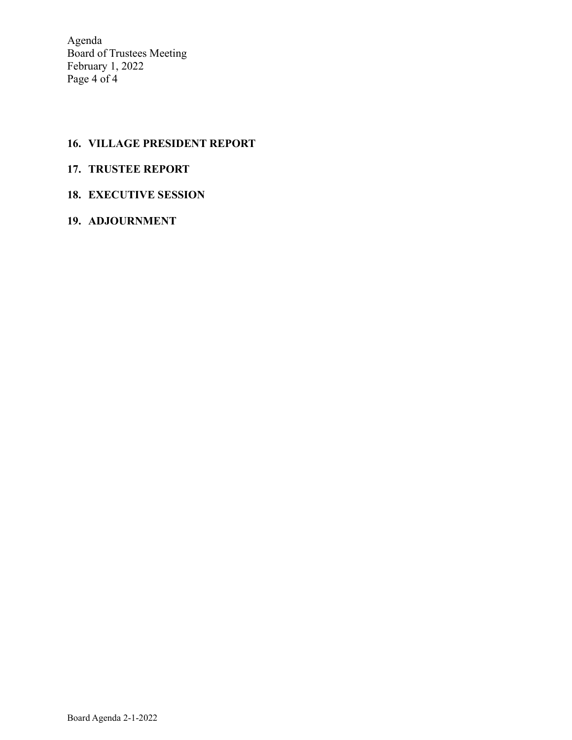**16. VILLAGE PRESIDENT REPORT**

**17. TRUSTEE REPORT**

**18. EXECUTIVE SESSION**

**19. ADJOURNMENT**